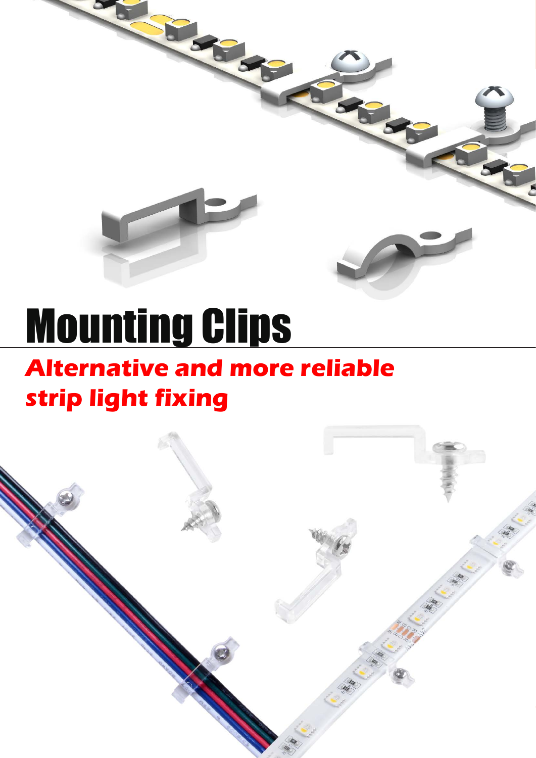# Mounting Clips

## *Alternative and more reliable strip light fixing*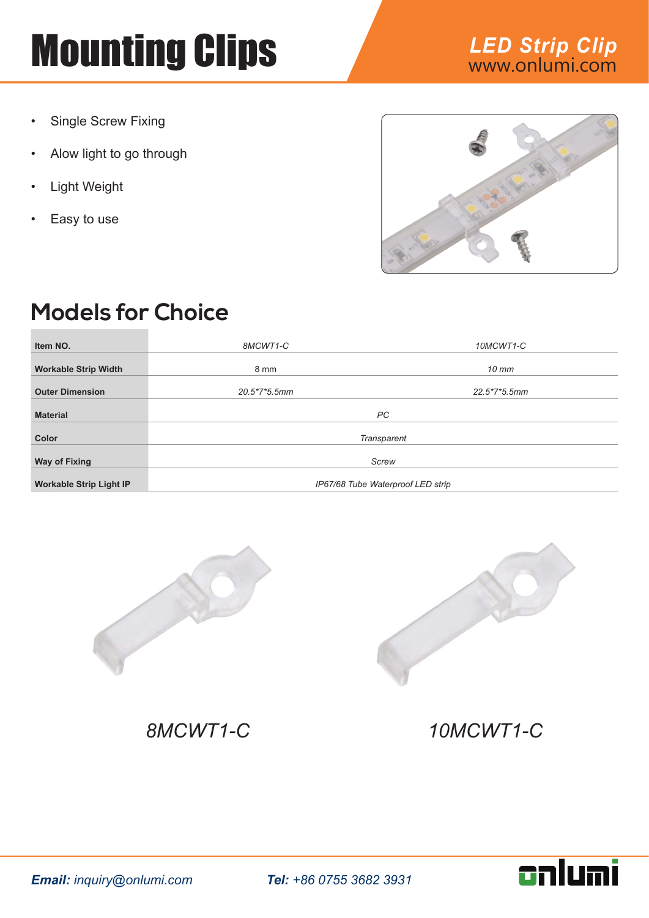# Mounting Clips

**LED Strip Clip**
www.onlumi.com

- Single Screw Fixing
- Alow light to go through
- Light Weight
- Easy to use

## Models for Choice

| Item NO. | 8MCWT1-C | 10MCWT1-C |
|---|---|---|
| Workable Strip Width | 8 mm | 10 mm |
| Outer Dimension | 20.5*7*5.5mm | 22.5*7*5.5mm |
| Material | PC | |
| Color | Transparent | |
| Way of Fixing | Screw | |
| Workable Strip Light IP | IP67/68 Tube Waterproof LED strip | |

8MCWT1-C

10MCWT1-C

**Email:** inquiry@onlumi.com

**Tel:** +86 0755 3682 3931

onlumi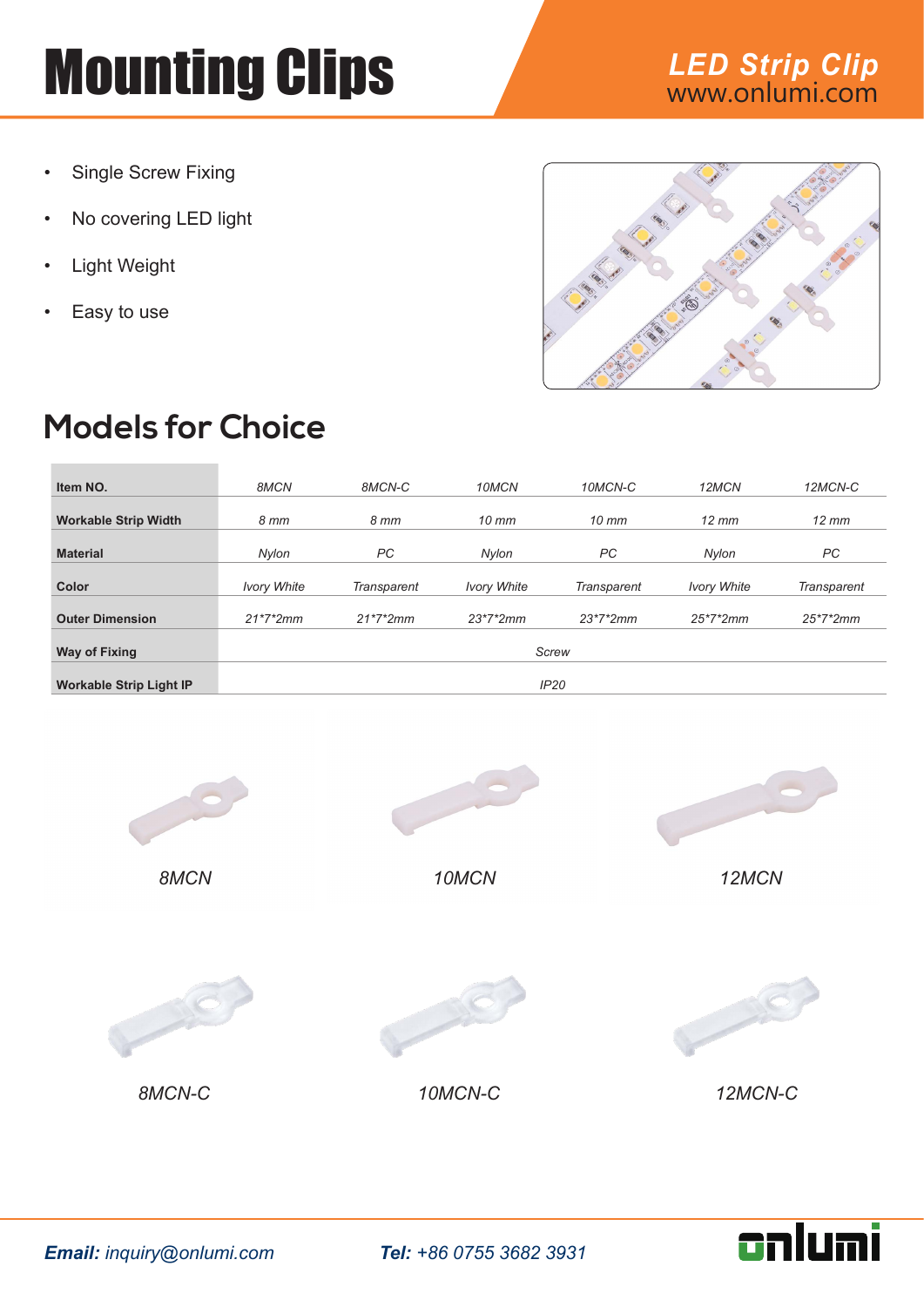# Mounting Clips

***LED Strip Clip***
www.onlumi.com

- Single Screw Fixing
- No covering LED light
- Light Weight
- Easy to use

## Models for Choice

| Item NO. | *8MCN* | *8MCN-C* | *10MCN* | *10MCN-C* | *12MCN* | *12MCN-C* |
|---|---|---|---|---|---|---|
| **Workable Strip Width** | *8 mm* | *8 mm* | *10 mm* | *10 mm* | *12 mm* | *12 mm* |
| **Material** | *Nylon* | *PC* | *Nylon* | *PC* | *Nylon* | *PC* |
| **Color** | *Ivory White* | *Transparent* | *Ivory White* | *Transparent* | *Ivory White* | *Transparent* |
| **Outer Dimension** | *21\*7\*2mm* | *21\*7\*2mm* | *23\*7\*2mm* | *23\*7\*2mm* | *25\*7\*2mm* | *25\*7\*2mm* |
| **Way of Fixing** | *Screw* | | | | | |
| **Workable Strip Light IP** | *IP20* | | | | | |

*8MCN*

*10MCN*

*12MCN*

*8MCN-C*

*10MCN-C*

*12MCN-C*

***Email:*** *inquiry@onlumi.com*

***Tel:*** *+86 0755 3682 3931*

onlumi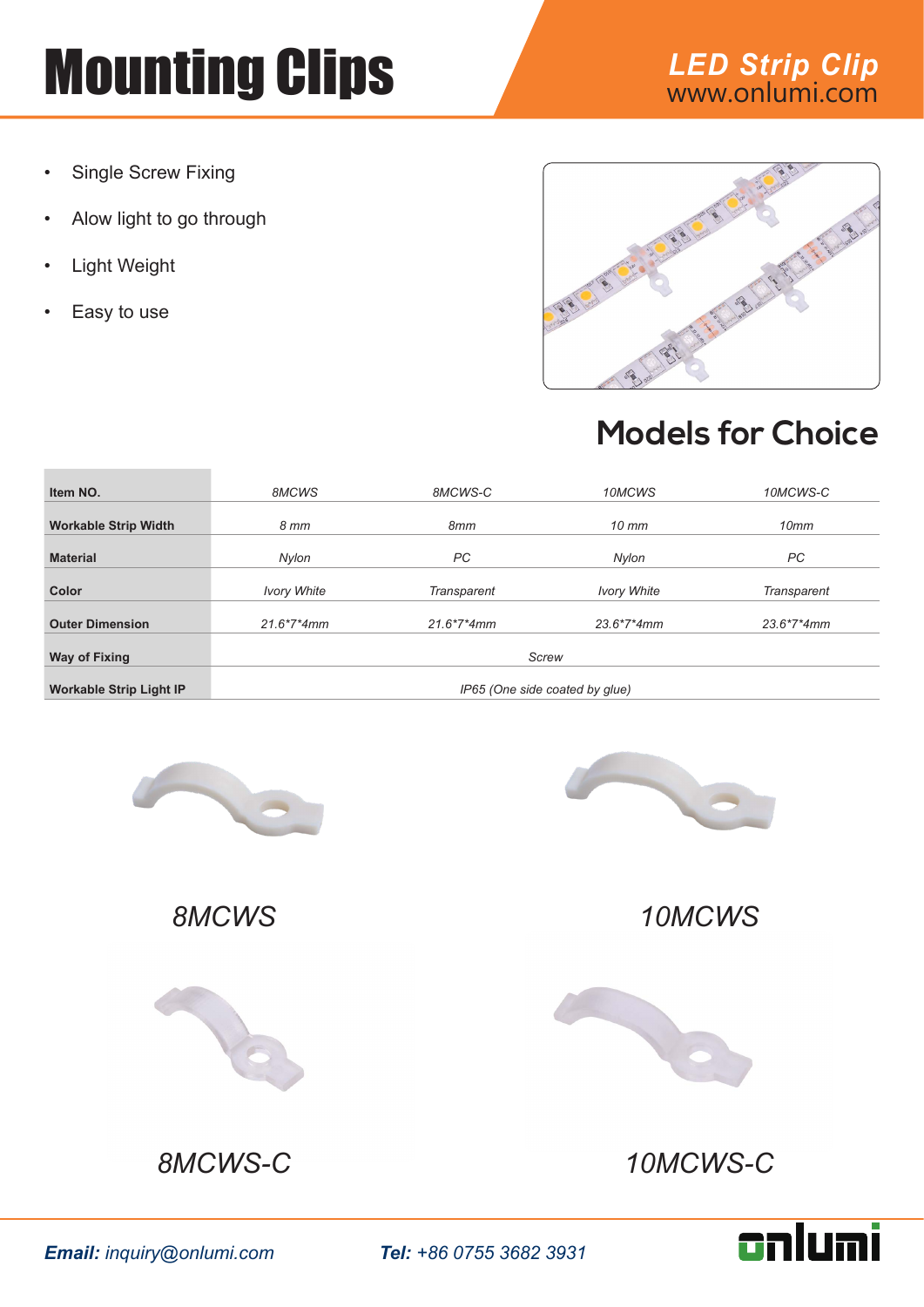# Mounting Clips

## LED Strip Clip

www.onlumi.com

- Single Screw Fixing
- Alow light to go through
- Light Weight
- Easy to use

## Models for Choice

| Item NO. | 8MCWS | 8MCWS-C | 10MCWS | 10MCWS-C |
|---|---|---|---|---|
| Workable Strip Width | 8 mm | 8mm | 10 mm | 10mm |
| Material | Nylon | PC | Nylon | PC |
| Color | Ivory White | Transparent | Ivory White | Transparent |
| Outer Dimension | 21.6*7*4mm | 21.6*7*4mm | 23.6*7*4mm | 23.6*7*4mm |
| Way of Fixing | Screw | | | |
| Workable Strip Light IP | IP65 (One side coated by glue) | | | |

8MCWS

10MCWS

8MCWS-C

10MCWS-C

**Email:** inquiry@onlumi.com

**Tel:** +86 0755 3682 3931

onlumi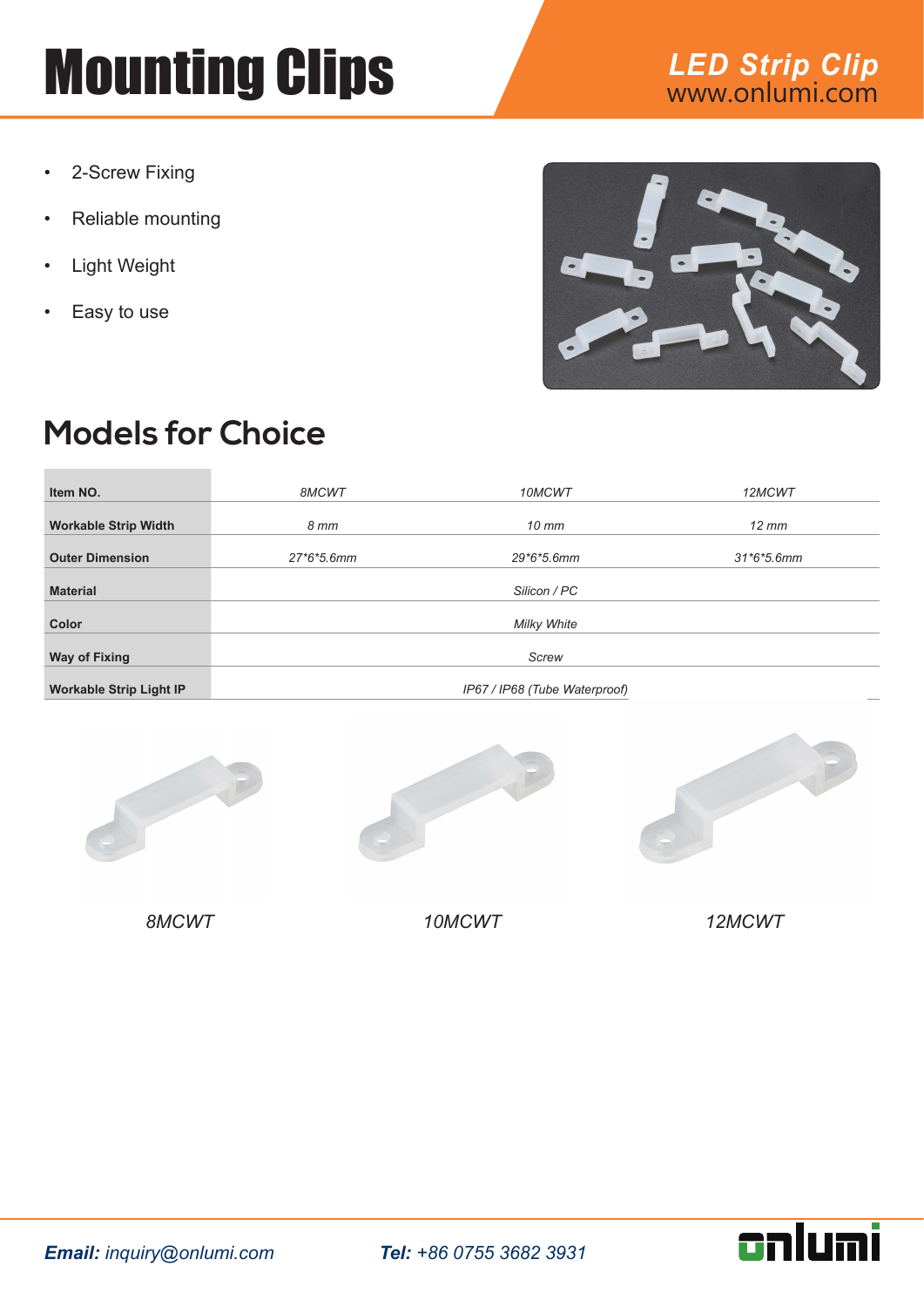# Mounting Clips

***LED Strip Clip***
www.onlumi.com

- 2-Screw Fixing
- Reliable mounting
- Light Weight
- Easy to use

## Models for Choice

| Item NO. | *8MCWT* | *10MCWT* | *12MCWT* |
|---|---|---|---|
| **Workable Strip Width** | *8 mm* | *10 mm* | *12 mm* |
| **Outer Dimension** | *27\*6\*5.6mm* | *29\*6\*5.6mm* | *31\*6\*5.6mm* |
| **Material** | | *Silicon / PC* | |
| **Color** | | *Milky White* | |
| **Way of Fixing** | | *Screw* | |
| **Workable Strip Light IP** | | *IP67 / IP68 (Tube Waterproof)* | |

*8MCWT*

*10MCWT*

*12MCWT*

***Email:*** *inquiry@onlumi.com*

***Tel:*** *+86 0755 3682 3931*

onlumi